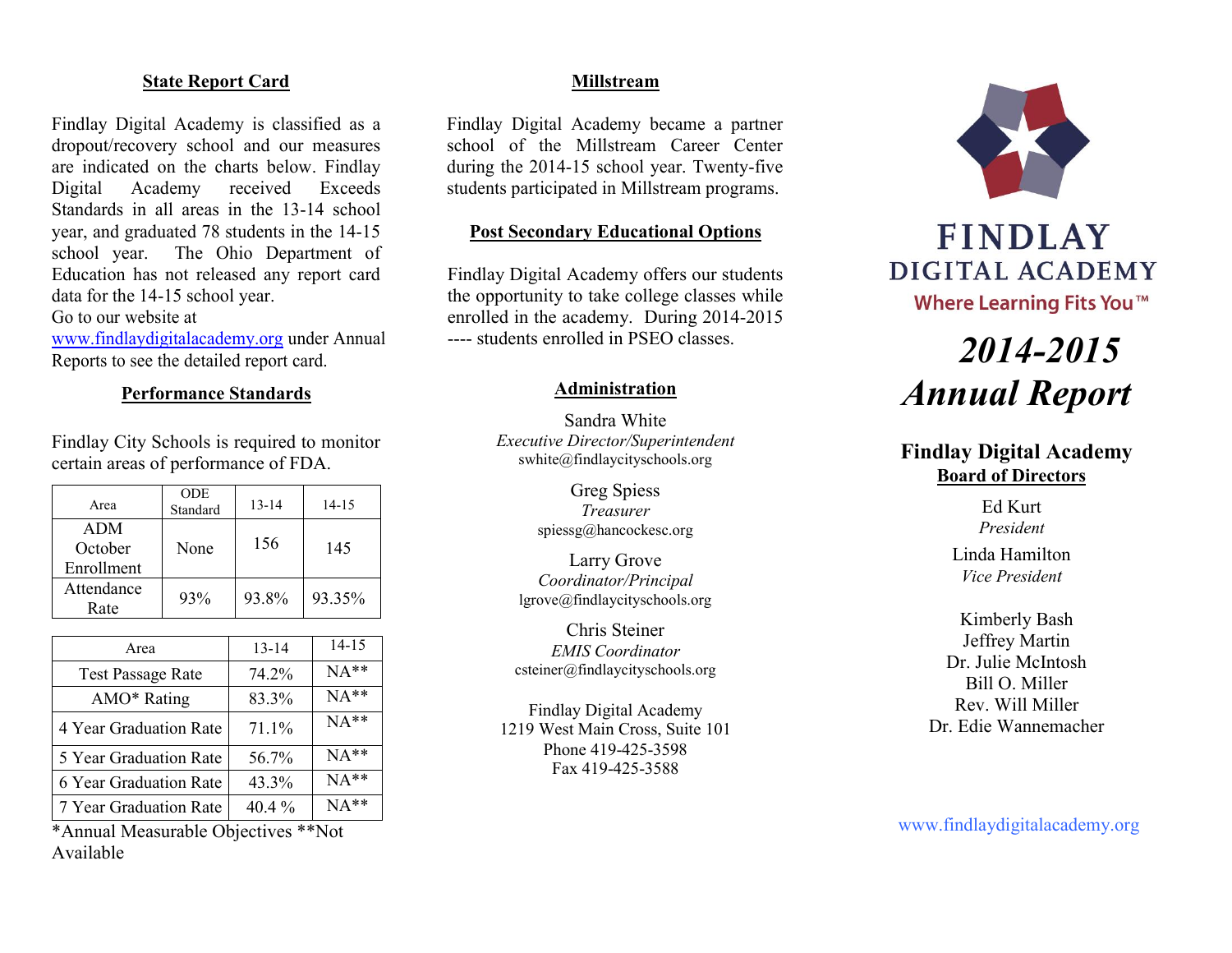## State Report Card

Findlay Digital Academy is classified as a dropout/recovery school and our measures are indicated on the charts below. Findlay Digital Academy received Exceeds Standards in all areas in the 13-14 school year, and graduated 78 students in the 14-15 school year. The Ohio Department of Education has not released any report card data for the 14-15 school year.
Go to our website at www.findlaydigitalacademy.org under Annual Reports to see the detailed report card.

## Performance Standards

Findlay City Schools is required to monitor certain areas of performance of FDA.

| Area | ODE Standard | 13-14 | 14-15 |
|---|---|---|---|
| ADM October Enrollment | None | 156 | 145 |
| Attendance Rate | 93% | 93.8% | 93.35% |

| Area | 13-14 | 14-15 |
|---|---|---|
| Test Passage Rate | 74.2% | NA** |
| AMO* Rating | 83.3% | NA** |
| 4 Year Graduation Rate | 71.1% | NA** |
| 5 Year Graduation Rate | 56.7% | NA** |
| 6 Year Graduation Rate | 43.3% | NA** |
| 7 Year Graduation Rate | 40.4 % | NA** |

*Annual Measurable Objectives **Not Available

## Millstream

Findlay Digital Academy became a partner school of the Millstream Career Center during the 2014-15 school year. Twenty-five students participated in Millstream programs.

## Post Secondary Educational Options

Findlay Digital Academy offers our students the opportunity to take college classes while enrolled in the academy. During 2014-2015 ---- students enrolled in PSEO classes.

## Administration

Sandra White
*Executive Director/Superintendent*
swhite@findlaycityschools.org

Greg Spiess
*Treasurer*
spiessg@hancockesc.org

Larry Grove
*Coordinator/Principal*
lgrove@findlaycityschools.org

Chris Steiner
*EMIS Coordinator*
csteiner@findlaycityschools.org

Findlay Digital Academy
1219 West Main Cross, Suite 101
Phone 419-425-3598
Fax 419-425-3588

# FINDLAY DIGITAL ACADEMY

Where Learning Fits You™

# *2014-2015 Annual Report*

## Findlay Digital Academy Board of Directors

Ed Kurt
*President*

Linda Hamilton
*Vice President*

Kimberly Bash
Jeffrey Martin
Dr. Julie McIntosh
Bill O. Miller
Rev. Will Miller
Dr. Edie Wannemacher

www.findlaydigitalacademy.org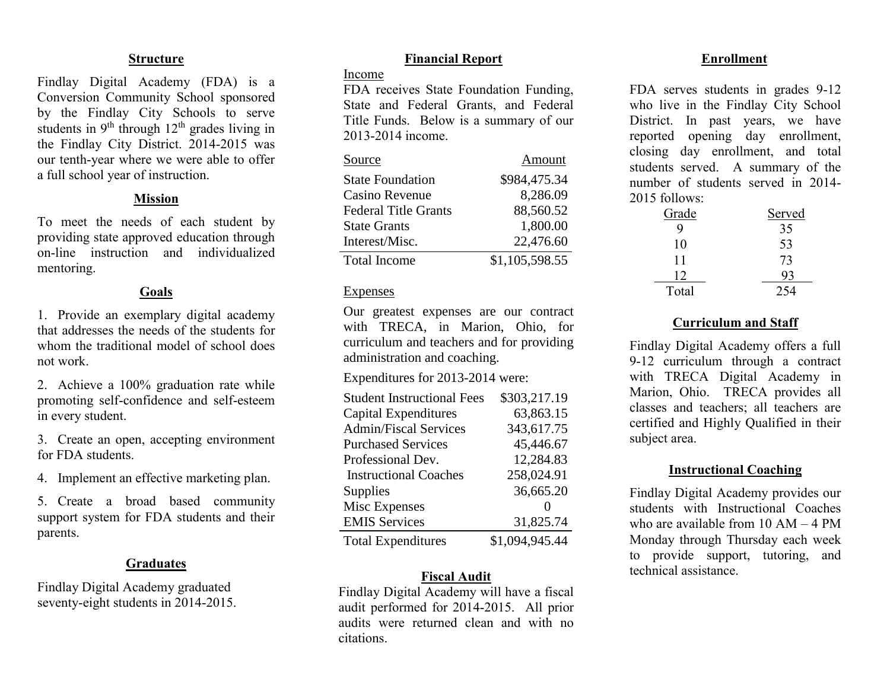## Structure

Findlay Digital Academy (FDA) is a Conversion Community School sponsored by the Findlay City Schools to serve students in 9th through 12th grades living in the Findlay City District. 2014-2015 was our tenth-year where we were able to offer a full school year of instruction.

## Mission

To meet the needs of each student by providing state approved education through on-line instruction and individualized mentoring.

## Goals

1. Provide an exemplary digital academy that addresses the needs of the students for whom the traditional model of school does not work.
2. Achieve a 100% graduation rate while promoting self-confidence and self-esteem in every student.
3. Create an open, accepting environment for FDA students.
4. Implement an effective marketing plan.
5. Create a broad based community support system for FDA students and their parents.

## Graduates

Findlay Digital Academy graduated seventy-eight students in 2014-2015.

## Financial Report

Income

FDA receives State Foundation Funding, State and Federal Grants, and Federal Title Funds. Below is a summary of our 2013-2014 income.

| Source | Amount |
|---|---|
| State Foundation | $984,475.34 |
| Casino Revenue | 8,286.09 |
| Federal Title Grants | 88,560.52 |
| State Grants | 1,800.00 |
| Interest/Misc. | 22,476.60 |
| Total Income | $1,105,598.55 |

Expenses

Our greatest expenses are our contract with TRECA, in Marion, Ohio, for curriculum and teachers and for providing administration and coaching.

Expenditures for 2013-2014 were:

| | |
|---|---|
| Student Instructional Fees | $303,217.19 |
| Capital Expenditures | 63,863.15 |
| Admin/Fiscal Services | 343,617.75 |
| Purchased Services | 45,446.67 |
| Professional Dev. | 12,284.83 |
| Instructional Coaches | 258,024.91 |
| Supplies | 36,665.20 |
| Misc Expenses | 0 |
| EMIS Services | 31,825.74 |
| Total Expenditures | $1,094,945.44 |

## Fiscal Audit

Findlay Digital Academy will have a fiscal audit performed for 2014-2015. All prior audits were returned clean and with no citations.

## Enrollment

FDA serves students in grades 9-12 who live in the Findlay City School District. In past years, we have reported opening day enrollment, closing day enrollment, and total students served. A summary of the number of students served in 2014-2015 follows:

| Grade | Served |
|---|---|
| 9 | 35 |
| 10 | 53 |
| 11 | 73 |
| 12 | 93 |
| Total | 254 |

## Curriculum and Staff

Findlay Digital Academy offers a full 9-12 curriculum through a contract with TRECA Digital Academy in Marion, Ohio. TRECA provides all classes and teachers; all teachers are certified and Highly Qualified in their subject area.

## Instructional Coaching

Findlay Digital Academy provides our students with Instructional Coaches who are available from 10 AM – 4 PM Monday through Thursday each week to provide support, tutoring, and technical assistance.